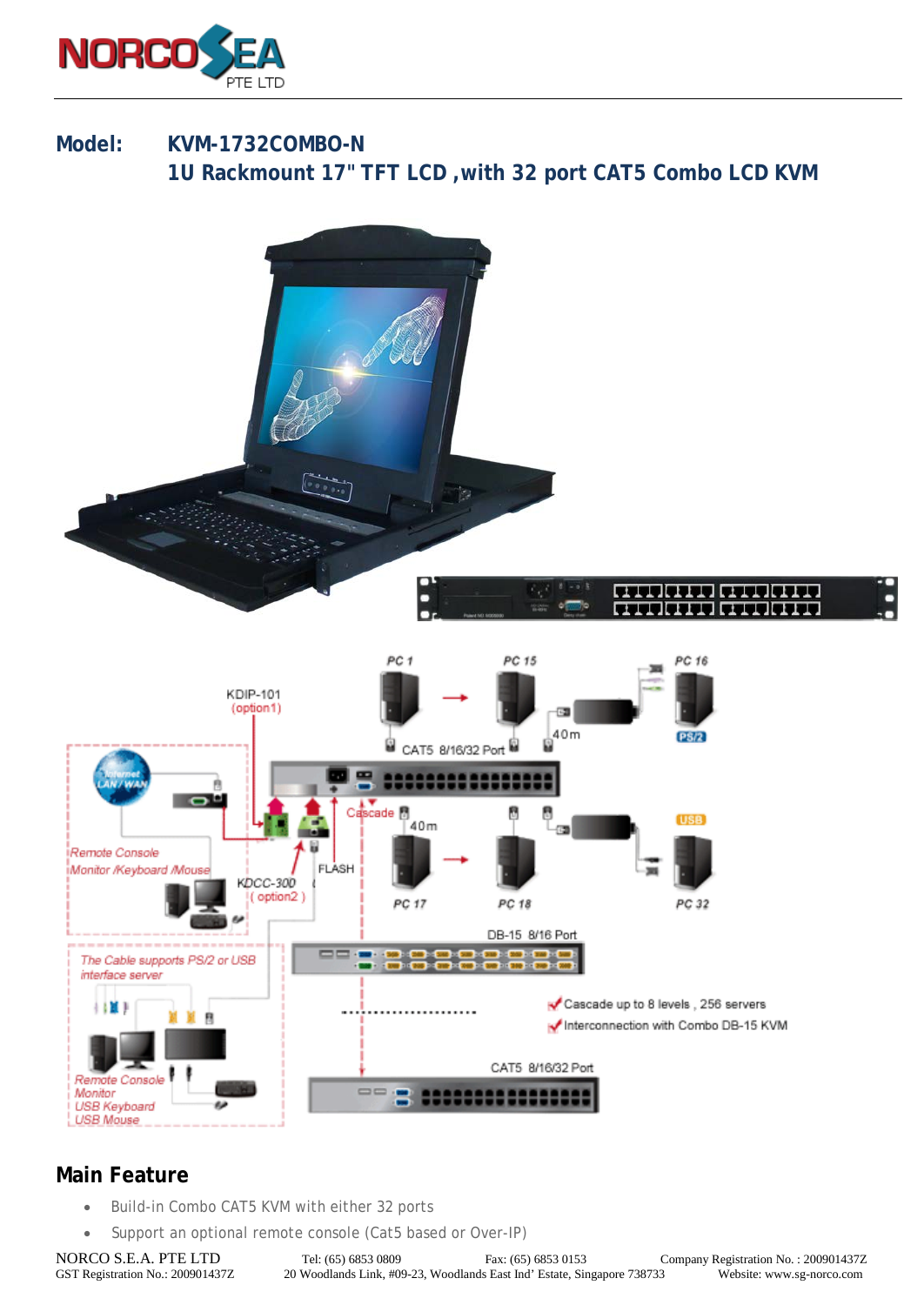## Model: KVM-1732COMBO-N

## 1U Rackmount 17" TFT LCD ,with 32 port CAT5 Combo LCD KVM

## Main Feature

- Build-in Combo CAT5 KVM with either 32 ports
- Support an optional remote console (Cat5 based or Over-IP)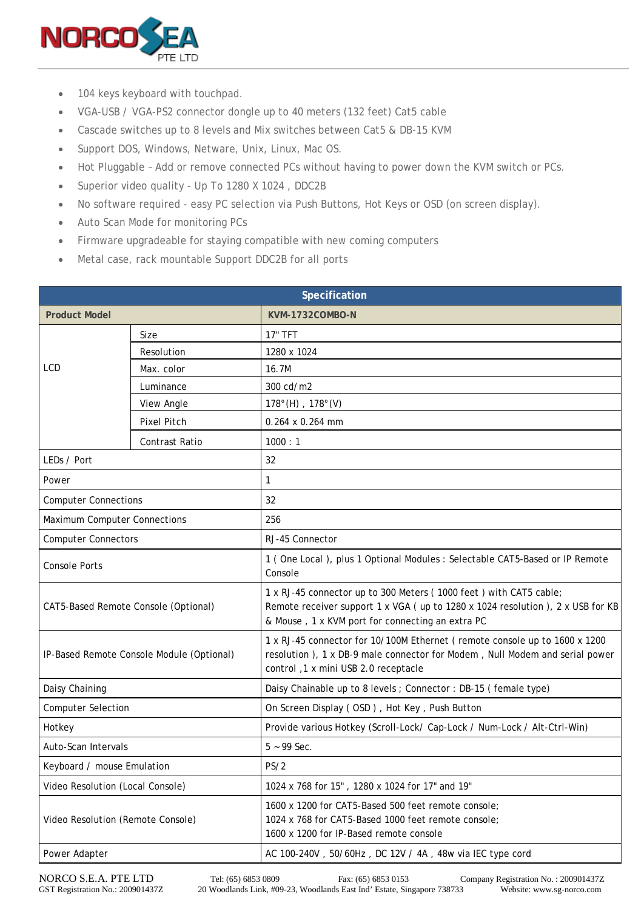- 104 keys keyboard with touchpad.
- VGA-USB / VGA-PS2 connector dongle up to 40 meters (132 feet) Cat5 cable
- Cascade switches up to 8 levels and Mix switches between Cat5 & DB-15 KVM
- Support DOS, Windows, Netware, Unix, Linux, Mac OS.
- Hot Pluggable – Add or remove connected PCs without having to power down the KVM switch or PCs.
- Superior video quality - Up To 1280 X 1024 , DDC2B
- No software required - easy PC selection via Push Buttons, Hot Keys or OSD (on screen display).
- Auto Scan Mode for monitoring PCs
- Firmware upgradeable for staying compatible with new coming computers
- Metal case, rack mountable Support DDC2B for all ports

| Specification | | |
|---|---|---|
| **Product Model** | | **KVM-1732COMBO-N** |
| LCD | Size | 17" TFT |
| | Resolution | 1280 x 1024 |
| | Max. color | 16.7M |
| | Luminance | 300 cd/m2 |
| | View Angle | 178°(H) , 178°(V) |
| | Pixel Pitch | 0.264 x 0.264 mm |
| | Contrast Ratio | 1000 : 1 |
| LEDs / Port | | 32 |
| Power | | 1 |
| Computer Connections | | 32 |
| Maximum Computer Connections | | 256 |
| Computer Connectors | | RJ-45 Connector |
| Console Ports | | 1 ( One Local ), plus 1 Optional Modules : Selectable CAT5-Based or IP Remote Console |
| CAT5-Based Remote Console (Optional) | | 1 x RJ-45 connector up to 300 Meters ( 1000 feet ) with CAT5 cable; Remote receiver support 1 x VGA ( up to 1280 x 1024 resolution ), 2 x USB for KB & Mouse , 1 x KVM port for connecting an extra PC |
| IP-Based Remote Console Module (Optional) | | 1 x RJ-45 connector for 10/100M Ethernet ( remote console up to 1600 x 1200 resolution ), 1 x DB-9 male connector for Modem , Null Modem and serial power control ,1 x mini USB 2.0 receptacle |
| Daisy Chaining | | Daisy Chainable up to 8 levels ; Connector : DB-15 ( female type) |
| Computer Selection | | On Screen Display ( OSD ) , Hot Key , Push Button |
| Hotkey | | Provide various Hotkey (Scroll-Lock/ Cap-Lock / Num-Lock / Alt-Ctrl-Win) |
| Auto-Scan Intervals | | 5 ~ 99 Sec. |
| Keyboard / mouse Emulation | | PS/2 |
| Video Resolution (Local Console) | | 1024 x 768 for 15" , 1280 x 1024 for 17" and 19" |
| Video Resolution (Remote Console) | | 1600 x 1200 for CAT5-Based 500 feet remote console; 1024 x 768 for CAT5-Based 1000 feet remote console; 1600 x 1200 for IP-Based remote console |
| Power Adapter | | AC 100-240V , 50/60Hz , DC 12V / 4A , 48w via IEC type cord |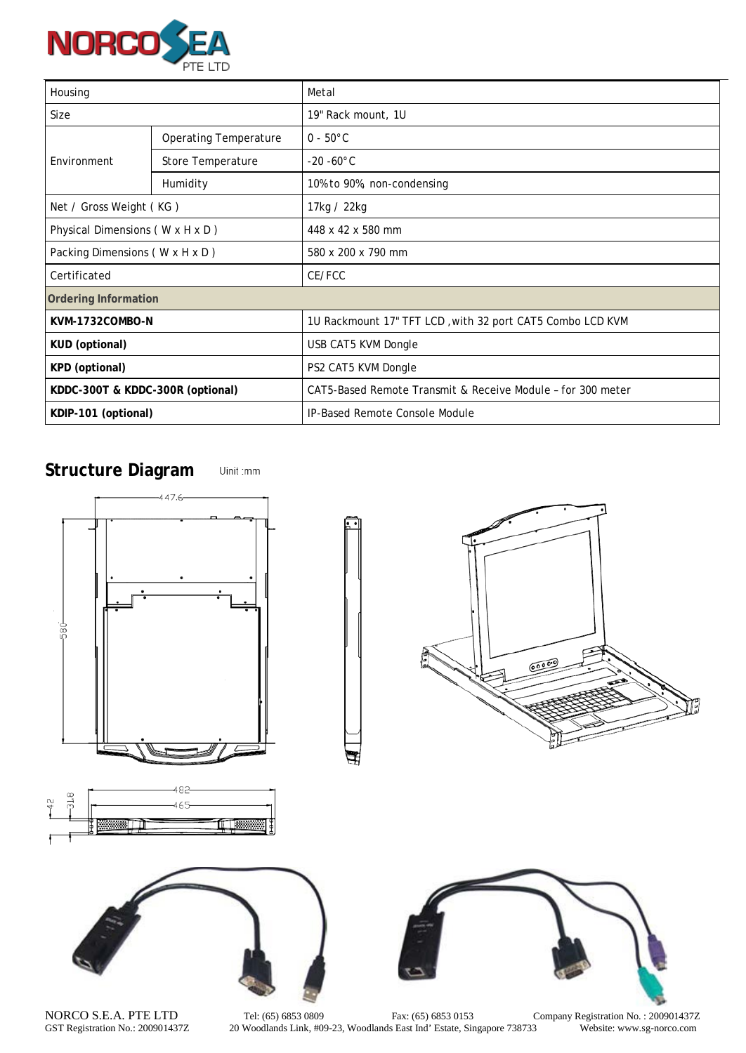| | | |
|---|---|---|
| Housing | | Metal |
| Size | | 19" Rack mount, 1U |
| Environment | Operating Temperature | 0 - 50°C |
| | Store Temperature | -20 -60°C |
| | Humidity | 10% to 90%, non-condensing |
| Net / Gross Weight ( KG ) | | 17kg / 22kg |
| Physical Dimensions ( W x H x D ) | | 448 x 42 x 580 mm |
| Packing Dimensions ( W x H x D ) | | 580 x 200 x 790 mm |
| Certificated | | CE/FCC |
| **Ordering Information** | | |
| **KVM-1732COMBO-N** | | 1U Rackmount 17" TFT LCD ,with 32 port CAT5 Combo LCD KVM |
| **KUD (optional)** | | USB CAT5 KVM Dongle |
| **KPD (optional)** | | PS2 CAT5 KVM Dongle |
| **KDDC-300T & KDDC-300R (optional)** | | CAT5-Based Remote Transmit & Receive Module – for 300 meter |
| **KDIP-101 (optional)** | | IP-Based Remote Console Module |

## Structure Diagram

Uinit :mm

447.6

580

482

465

42

31.8